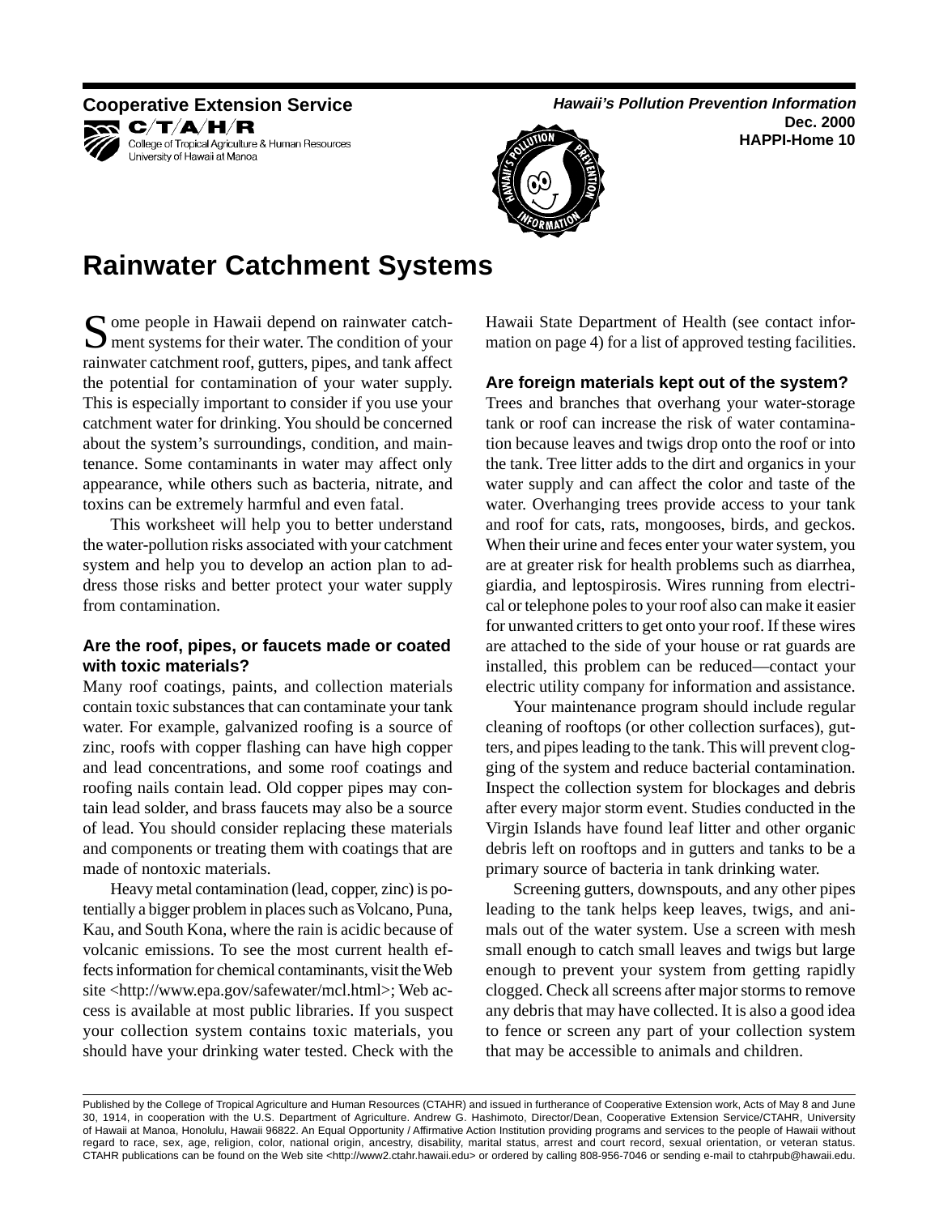Cooperative Extension Service

C/T/A/H/R

College of Tropical Agriculture & Human Resources
University of Hawaii at Manoa

*Hawaii's Pollution Prevention Information*
**Dec. 2000**
**HAPPI-Home 10**

# Rainwater Catchment Systems

Some people in Hawaii depend on rainwater catchment systems for their water. The condition of your rainwater catchment roof, gutters, pipes, and tank affect the potential for contamination of your water supply. This is especially important to consider if you use your catchment water for drinking. You should be concerned about the system's surroundings, condition, and maintenance. Some contaminants in water may affect only appearance, while others such as bacteria, nitrate, and toxins can be extremely harmful and even fatal.

This worksheet will help you to better understand the water-pollution risks associated with your catchment system and help you to develop an action plan to address those risks and better protect your water supply from contamination.

### Are the roof, pipes, or faucets made or coated with toxic materials?

Many roof coatings, paints, and collection materials contain toxic substances that can contaminate your tank water. For example, galvanized roofing is a source of zinc, roofs with copper flashing can have high copper and lead concentrations, and some roof coatings and roofing nails contain lead. Old copper pipes may contain lead solder, and brass faucets may also be a source of lead. You should consider replacing these materials and components or treating them with coatings that are made of nontoxic materials.

Heavy metal contamination (lead, copper, zinc) is potentially a bigger problem in places such as Volcano, Puna, Kau, and South Kona, where the rain is acidic because of volcanic emissions. To see the most current health effects information for chemical contaminants, visit the Web site <http://www.epa.gov/safewater/mcl.html>; Web access is available at most public libraries. If you suspect your collection system contains toxic materials, you should have your drinking water tested. Check with the Hawaii State Department of Health (see contact information on page 4) for a list of approved testing facilities.

### Are foreign materials kept out of the system?

Trees and branches that overhang your water-storage tank or roof can increase the risk of water contamination because leaves and twigs drop onto the roof or into the tank. Tree litter adds to the dirt and organics in your water supply and can affect the color and taste of the water. Overhanging trees provide access to your tank and roof for cats, rats, mongooses, birds, and geckos. When their urine and feces enter your water system, you are at greater risk for health problems such as diarrhea, giardia, and leptospirosis. Wires running from electrical or telephone poles to your roof also can make it easier for unwanted critters to get onto your roof. If these wires are attached to the side of your house or rat guards are installed, this problem can be reduced—contact your electric utility company for information and assistance.

Your maintenance program should include regular cleaning of rooftops (or other collection surfaces), gutters, and pipes leading to the tank. This will prevent clogging of the system and reduce bacterial contamination. Inspect the collection system for blockages and debris after every major storm event. Studies conducted in the Virgin Islands have found leaf litter and other organic debris left on rooftops and in gutters and tanks to be a primary source of bacteria in tank drinking water.

Screening gutters, downspouts, and any other pipes leading to the tank helps keep leaves, twigs, and animals out of the water system. Use a screen with mesh small enough to catch small leaves and twigs but large enough to prevent your system from getting rapidly clogged. Check all screens after major storms to remove any debris that may have collected. It is also a good idea to fence or screen any part of your collection system that may be accessible to animals and children.

---

Published by the College of Tropical Agriculture and Human Resources (CTAHR) and issued in furtherance of Cooperative Extension work, Acts of May 8 and June 30, 1914, in cooperation with the U.S. Department of Agriculture. Andrew G. Hashimoto, Director/Dean, Cooperative Extension Service/CTAHR, University of Hawaii at Manoa, Honolulu, Hawaii 96822. An Equal Opportunity / Affirmative Action Institution providing programs and services to the people of Hawaii without regard to race, sex, age, religion, color, national origin, ancestry, disability, marital status, arrest and court record, sexual orientation, or veteran status. CTAHR publications can be found on the Web site <http://www2.ctahr.hawaii.edu> or ordered by calling 808-956-7046 or sending e-mail to ctahrpub@hawaii.edu.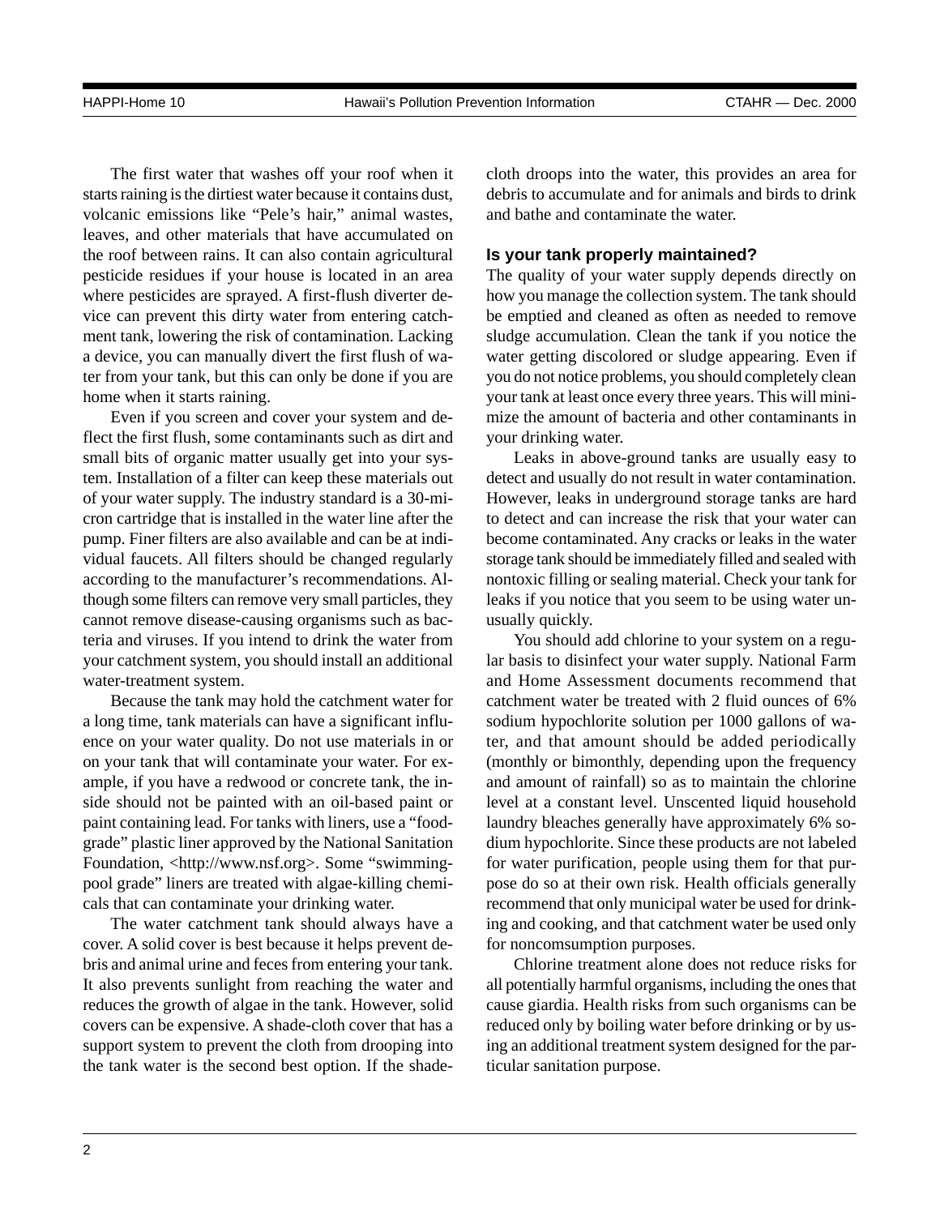The first water that washes off your roof when it starts raining is the dirtiest water because it contains dust, volcanic emissions like "Pele's hair," animal wastes, leaves, and other materials that have accumulated on the roof between rains. It can also contain agricultural pesticide residues if your house is located in an area where pesticides are sprayed. A first-flush diverter device can prevent this dirty water from entering catchment tank, lowering the risk of contamination. Lacking a device, you can manually divert the first flush of water from your tank, but this can only be done if you are home when it starts raining.

Even if you screen and cover your system and deflect the first flush, some contaminants such as dirt and small bits of organic matter usually get into your system. Installation of a filter can keep these materials out of your water supply. The industry standard is a 30-micron cartridge that is installed in the water line after the pump. Finer filters are also available and can be at individual faucets. All filters should be changed regularly according to the manufacturer's recommendations. Although some filters can remove very small particles, they cannot remove disease-causing organisms such as bacteria and viruses. If you intend to drink the water from your catchment system, you should install an additional water-treatment system.

Because the tank may hold the catchment water for a long time, tank materials can have a significant influence on your water quality. Do not use materials in or on your tank that will contaminate your water. For example, if you have a redwood or concrete tank, the inside should not be painted with an oil-based paint or paint containing lead. For tanks with liners, use a "food-grade" plastic liner approved by the National Sanitation Foundation, <http://www.nsf.org>. Some "swimming-pool grade" liners are treated with algae-killing chemicals that can contaminate your drinking water.

The water catchment tank should always have a cover. A solid cover is best because it helps prevent debris and animal urine and feces from entering your tank. It also prevents sunlight from reaching the water and reduces the growth of algae in the tank. However, solid covers can be expensive. A shade-cloth cover that has a support system to prevent the cloth from drooping into the tank water is the second best option. If the shade-cloth droops into the water, this provides an area for debris to accumulate and for animals and birds to drink and bathe and contaminate the water.

**Is your tank properly maintained?**

The quality of your water supply depends directly on how you manage the collection system. The tank should be emptied and cleaned as often as needed to remove sludge accumulation. Clean the tank if you notice the water getting discolored or sludge appearing. Even if you do not notice problems, you should completely clean your tank at least once every three years. This will minimize the amount of bacteria and other contaminants in your drinking water.

Leaks in above-ground tanks are usually easy to detect and usually do not result in water contamination. However, leaks in underground storage tanks are hard to detect and can increase the risk that your water can become contaminated. Any cracks or leaks in the water storage tank should be immediately filled and sealed with nontoxic filling or sealing material. Check your tank for leaks if you notice that you seem to be using water unusually quickly.

You should add chlorine to your system on a regular basis to disinfect your water supply. National Farm and Home Assessment documents recommend that catchment water be treated with 2 fluid ounces of 6% sodium hypochlorite solution per 1000 gallons of water, and that amount should be added periodically (monthly or bimonthly, depending upon the frequency and amount of rainfall) so as to maintain the chlorine level at a constant level. Unscented liquid household laundry bleaches generally have approximately 6% sodium hypochlorite. Since these products are not labeled for water purification, people using them for that purpose do so at their own risk. Health officials generally recommend that only municipal water be used for drinking and cooking, and that catchment water be used only for noncomsumption purposes.

Chlorine treatment alone does not reduce risks for all potentially harmful organisms, including the ones that cause giardia. Health risks from such organisms can be reduced only by boiling water before drinking or by using an additional treatment system designed for the particular sanitation purpose.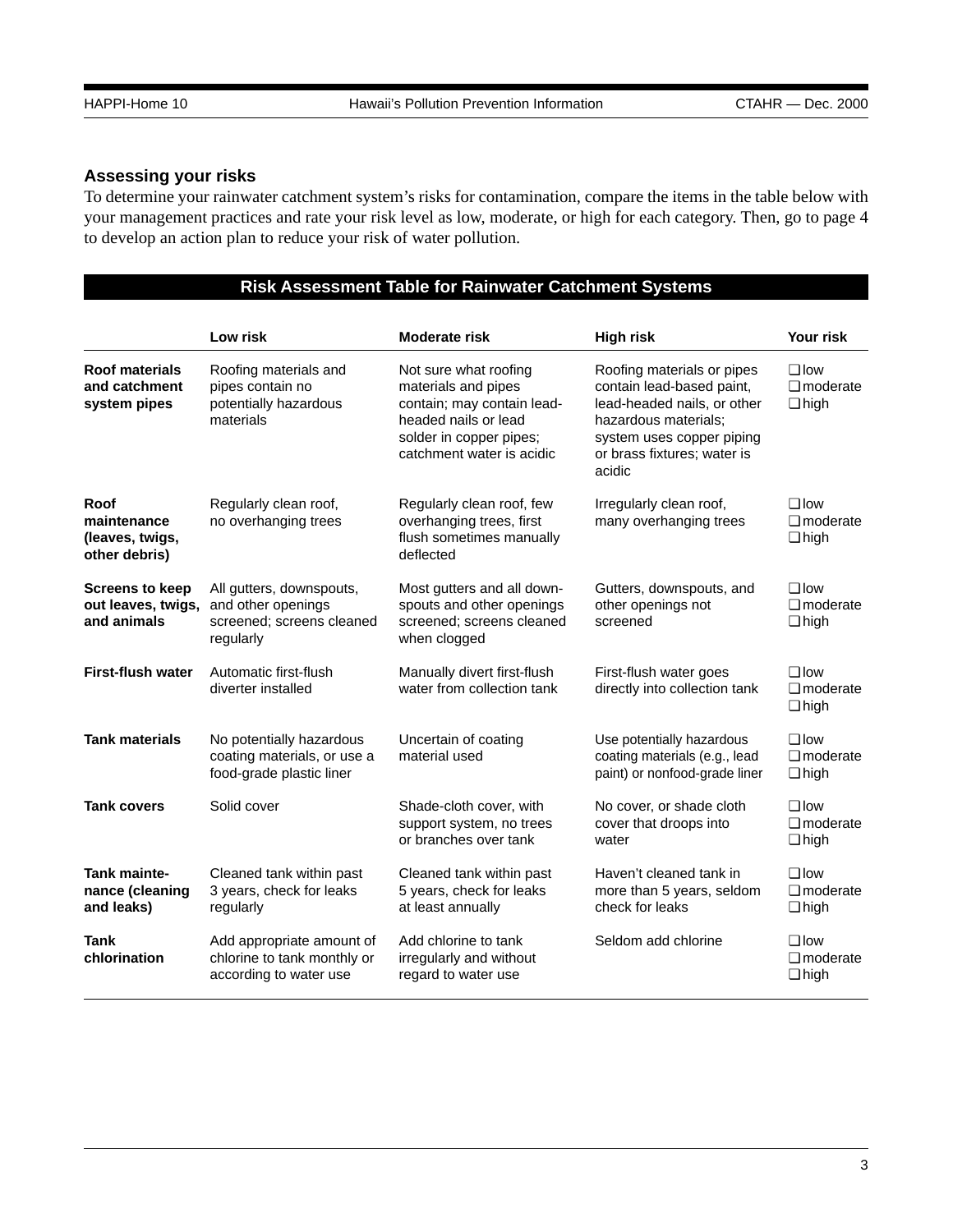### Assessing your risks

To determine your rainwater catchment system's risks for contamination, compare the items in the table below with your management practices and rate your risk level as low, moderate, or high for each category. Then, go to page 4 to develop an action plan to reduce your risk of water pollution.

**Risk Assessment Table for Rainwater Catchment Systems**

| | Low risk | Moderate risk | High risk | Your risk |
|---|---|---|---|---|
| **Roof materials and catchment system pipes** | Roofing materials and pipes contain no potentially hazardous materials | Not sure what roofing materials and pipes contain; may contain lead-headed nails or lead solder in copper pipes; catchment water is acidic | Roofing materials or pipes contain lead-based paint, lead-headed nails, or other hazardous materials; system uses copper piping or brass fixtures; water is acidic | ❑ low ❑ moderate ❑ high |
| **Roof maintenance (leaves, twigs, other debris)** | Regularly clean roof, no overhanging trees | Regularly clean roof, few overhanging trees, first flush sometimes manually deflected | Irregularly clean roof, many overhanging trees | ❑ low ❑ moderate ❑ high |
| **Screens to keep out leaves, twigs, and animals** | All gutters, downspouts, and other openings screened; screens cleaned regularly | Most gutters and all downspouts and other openings screened; screens cleaned when clogged | Gutters, downspouts, and other openings not screened | ❑ low ❑ moderate ❑ high |
| **First-flush water** | Automatic first-flush diverter installed | Manually divert first-flush water from collection tank | First-flush water goes directly into collection tank | ❑ low ❑ moderate ❑ high |
| **Tank materials** | No potentially hazardous coating materials, or use a food-grade plastic liner | Uncertain of coating material used | Use potentially hazardous coating materials (e.g., lead paint) or nonfood-grade liner | ❑ low ❑ moderate ❑ high |
| **Tank covers** | Solid cover | Shade-cloth cover, with support system, no trees or branches over tank | No cover, or shade cloth cover that droops into water | ❑ low ❑ moderate ❑ high |
| **Tank maintenance (cleaning and leaks)** | Cleaned tank within past 3 years, check for leaks regularly | Cleaned tank within past 5 years, check for leaks at least annually | Haven't cleaned tank in more than 5 years, seldom check for leaks | ❑ low ❑ moderate ❑ high |
| **Tank chlorination** | Add appropriate amount of chlorine to tank monthly or according to water use | Add chlorine to tank irregularly and without regard to water use | Seldom add chlorine | ❑ low ❑ moderate ❑ high |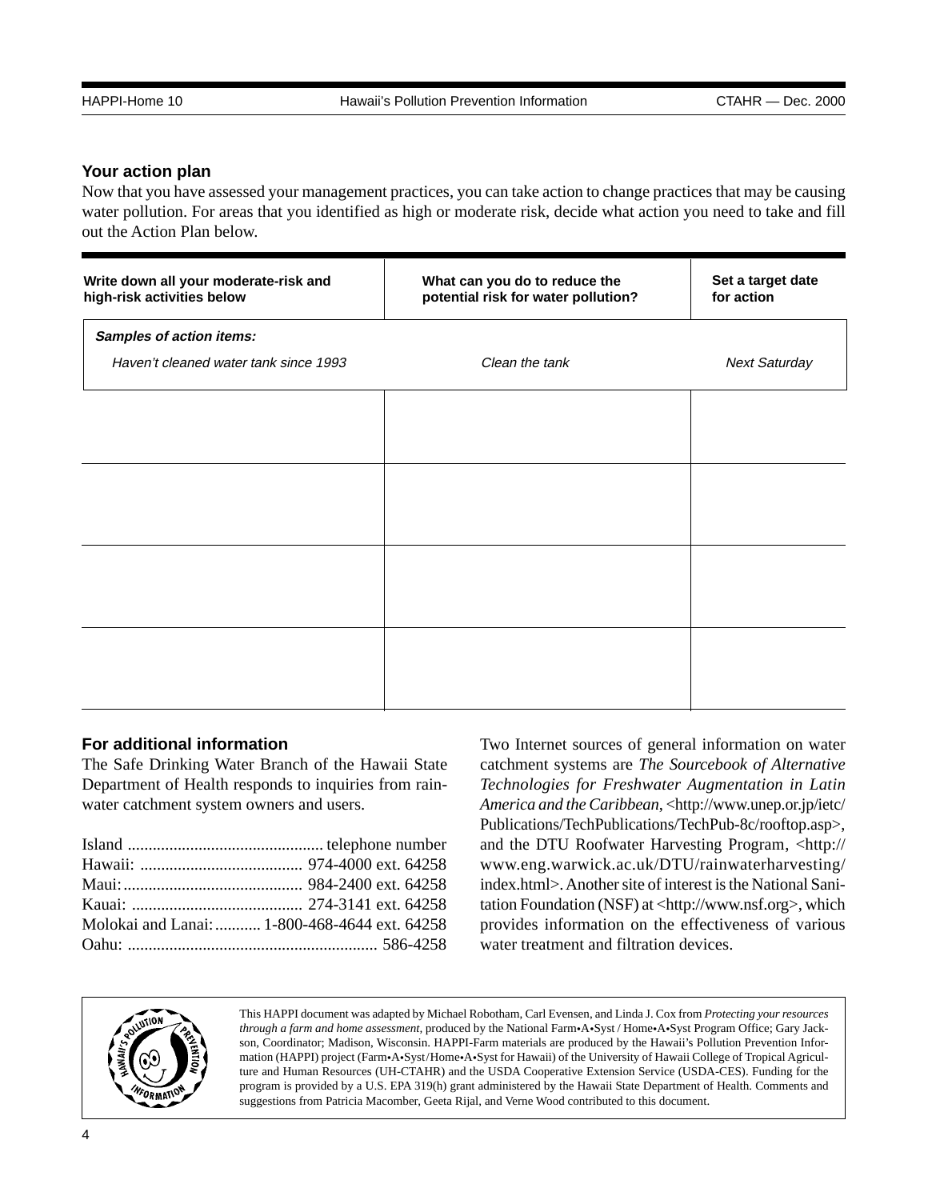### Your action plan

Now that you have assessed your management practices, you can take action to change practices that may be causing water pollution. For areas that you identified as high or moderate risk, decide what action you need to take and fill out the Action Plan below.

| Write down all your moderate-risk and high-risk activities below | What can you do to reduce the potential risk for water pollution? | Set a target date for action |
|---|---|---|
| ***Samples of action items:*** | | |
| *Haven't cleaned water tank since 1993* | *Clean the tank* | *Next Saturday* |
| | | |
| | | |
| | | |
| | | |

### For additional information

The Safe Drinking Water Branch of the Hawaii State Department of Health responds to inquiries from rainwater catchment system owners and users.

| Island | telephone number |
|---|---|
| Hawaii: | 974-4000 ext. 64258 |
| Maui: | 984-2400 ext. 64258 |
| Kauai: | 274-3141 ext. 64258 |
| Molokai and Lanai: | 1-800-468-4644 ext. 64258 |
| Oahu: | 586-4258 |

Two Internet sources of general information on water catchment systems are *The Sourcebook of Alternative Technologies for Freshwater Augmentation in Latin America and the Caribbean*, <http://www.unep.or.jp/ietc/Publications/TechPublications/TechPub-8c/rooftop.asp>, and the DTU Roofwater Harvesting Program, <http://www.eng.warwick.ac.uk/DTU/rainwaterharvesting/index.html>. Another site of interest is the National Sanitation Foundation (NSF) at <http://www.nsf.org>, which provides information on the effectiveness of various water treatment and filtration devices.

This HAPPI document was adapted by Michael Robotham, Carl Evensen, and Linda J. Cox from *Protecting your resources through a farm and home assessment,* produced by the National Farm•A•Syst / Home•A•Syst Program Office; Gary Jackson, Coordinator; Madison, Wisconsin. HAPPI-Farm materials are produced by the Hawaii's Pollution Prevention Information (HAPPI) project (Farm•A•Syst/Home•A•Syst for Hawaii) of the University of Hawaii College of Tropical Agriculture and Human Resources (UH-CTAHR) and the USDA Cooperative Extension Service (USDA-CES). Funding for the program is provided by a U.S. EPA 319(h) grant administered by the Hawaii State Department of Health. Comments and suggestions from Patricia Macomber, Geeta Rijal, and Verne Wood contributed to this document.